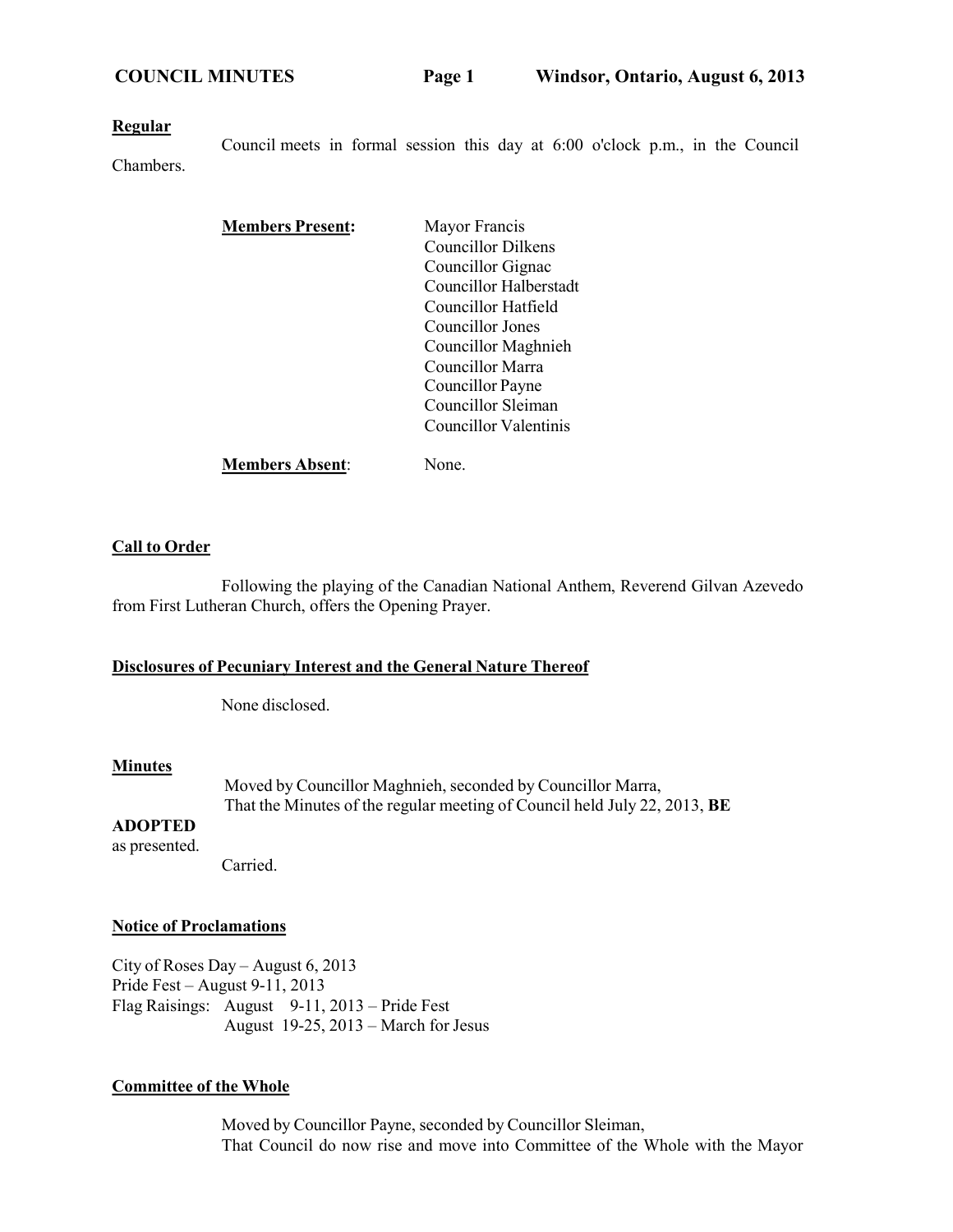**Regular**

Council meets in formal session this day at 6:00 o'clock p.m., in the Council Chambers.

**Members Present:**

Mayor Francis
Councillor Dilkens
Councillor Gignac
Councillor Halberstadt
Councillor Hatfield
Councillor Jones
Councillor Maghnieh
Councillor Marra
Councillor Payne
Councillor Sleiman
Councillor Valentinis

**Members Absent**: None.

## Call to Order

Following the playing of the Canadian National Anthem, Reverend Gilvan Azevedo from First Lutheran Church, offers the Opening Prayer.

## Disclosures of Pecuniary Interest and the General Nature Thereof

None disclosed.

## Minutes

Moved by Councillor Maghnieh, seconded by Councillor Marra,
That the Minutes of the regular meeting of Council held July 22, 2013, **BE ADOPTED** as presented.

Carried.

## Notice of Proclamations

City of Roses Day – August 6, 2013
Pride Fest – August 9-11, 2013
Flag Raisings: August 9-11, 2013 – Pride Fest
August 19-25, 2013 – March for Jesus

## Committee of the Whole

Moved by Councillor Payne, seconded by Councillor Sleiman,
That Council do now rise and move into Committee of the Whole with the Mayor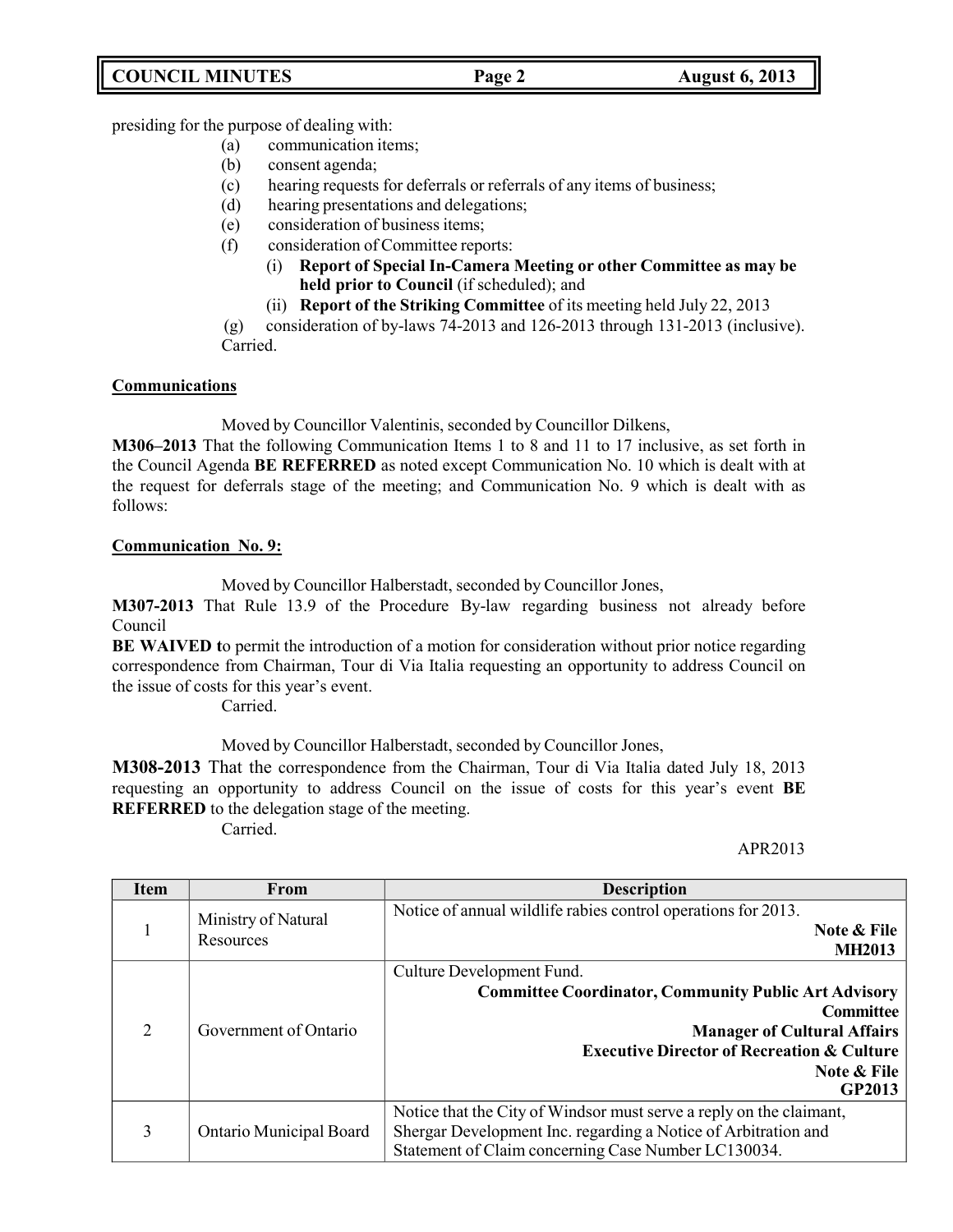presiding for the purpose of dealing with:

- (a) communication items;
- (b) consent agenda;
- (c) hearing requests for deferrals or referrals of any items of business;
- (d) hearing presentations and delegations;
- (e) consideration of business items;
- (f) consideration of Committee reports:
  - (i) **Report of Special In-Camera Meeting or other Committee as may be held prior to Council** (if scheduled); and
  - (ii) **Report of the Striking Committee** of its meeting held July 22, 2013
- (g) consideration of by-laws 74-2013 and 126-2013 through 131-2013 (inclusive).

Carried.

**Communications**

Moved by Councillor Valentinis, seconded by Councillor Dilkens,

**M306–2013** That the following Communication Items 1 to 8 and 11 to 17 inclusive, as set forth in the Council Agenda **BE REFERRED** as noted except Communication No. 10 which is dealt with at the request for deferrals stage of the meeting; and Communication No. 9 which is dealt with as follows:

**Communication No. 9:**

Moved by Councillor Halberstadt, seconded by Councillor Jones,

**M307-2013** That Rule 13.9 of the Procedure By-law regarding business not already before Council

**BE WAIVED t**o permit the introduction of a motion for consideration without prior notice regarding correspondence from Chairman, Tour di Via Italia requesting an opportunity to address Council on the issue of costs for this year's event.

Carried.

Moved by Councillor Halberstadt, seconded by Councillor Jones,

**M308-2013** That the correspondence from the Chairman, Tour di Via Italia dated July 18, 2013 requesting an opportunity to address Council on the issue of costs for this year's event **BE REFERRED** to the delegation stage of the meeting.

Carried.

APR2013

| Item | From | Description |
|---|---|---|
| 1 | Ministry of Natural Resources | Notice of annual wildlife rabies control operations for 2013. **Note & File** **MH2013** |
| 2 | Government of Ontario | Culture Development Fund. **Committee Coordinator, Community Public Art Advisory Committee** **Manager of Cultural Affairs** **Executive Director of Recreation & Culture** **Note & File** **GP2013** |
| 3 | Ontario Municipal Board | Notice that the City of Windsor must serve a reply on the claimant, Shergar Development Inc. regarding a Notice of Arbitration and Statement of Claim concerning Case Number LC130034. |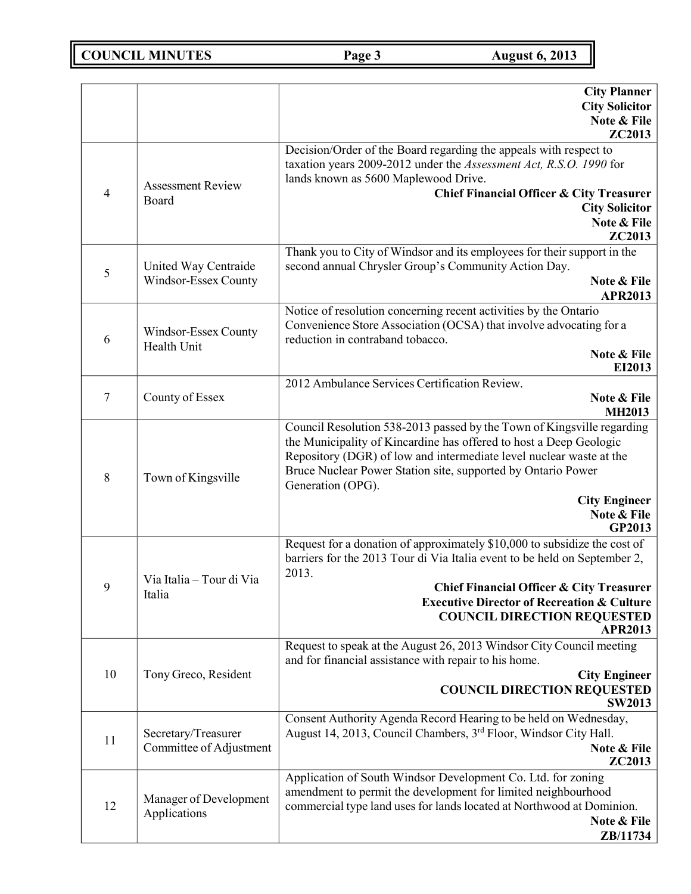| | | |
|---|---|---|
| | | **City Planner**<br>**City Solicitor**<br>**Note & File**<br>**ZC2013** |
| 4 | Assessment Review Board | Decision/Order of the Board regarding the appeals with respect to taxation years 2009-2012 under the *Assessment Act, R.S.O. 1990* for lands known as 5600 Maplewood Drive.<br>**Chief Financial Officer & City Treasurer**<br>**City Solicitor**<br>**Note & File**<br>**ZC2013** |
| 5 | United Way Centraide Windsor-Essex County | Thank you to City of Windsor and its employees for their support in the second annual Chrysler Group's Community Action Day.<br>**Note & File**<br>**APR2013** |
| 6 | Windsor-Essex County Health Unit | Notice of resolution concerning recent activities by the Ontario Convenience Store Association (OCSA) that involve advocating for a reduction in contraband tobacco.<br>**Note & File**<br>**EI2013** |
| 7 | County of Essex | 2012 Ambulance Services Certification Review.<br>**Note & File**<br>**MH2013** |
| 8 | Town of Kingsville | Council Resolution 538-2013 passed by the Town of Kingsville regarding the Municipality of Kincardine has offered to host a Deep Geologic Repository (DGR) of low and intermediate level nuclear waste at the Bruce Nuclear Power Station site, supported by Ontario Power Generation (OPG).<br>**City Engineer**<br>**Note & File**<br>**GP2013** |
| 9 | Via Italia – Tour di Via Italia | Request for a donation of approximately $10,000 to subsidize the cost of barriers for the 2013 Tour di Via Italia event to be held on September 2, 2013.<br>**Chief Financial Officer & City Treasurer**<br>**Executive Director of Recreation & Culture**<br>**COUNCIL DIRECTION REQUESTED**<br>**APR2013** |
| 10 | Tony Greco, Resident | Request to speak at the August 26, 2013 Windsor City Council meeting and for financial assistance with repair to his home.<br>**City Engineer**<br>**COUNCIL DIRECTION REQUESTED**<br>**SW2013** |
| 11 | Secretary/Treasurer Committee of Adjustment | Consent Authority Agenda Record Hearing to be held on Wednesday, August 14, 2013, Council Chambers, 3rd Floor, Windsor City Hall.<br>**Note & File**<br>**ZC2013** |
| 12 | Manager of Development Applications | Application of South Windsor Development Co. Ltd. for zoning amendment to permit the development for limited neighbourhood commercial type land uses for lands located at Northwood at Dominion.<br>**Note & File**<br>**ZB/11734** |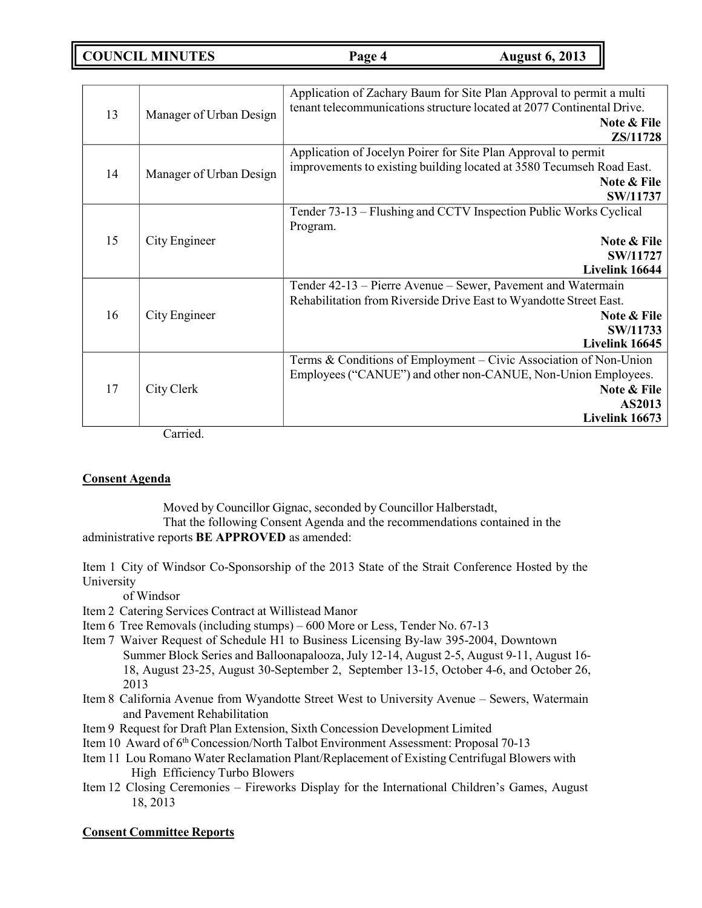| | | |
|---|---|---|
| 13 | Manager of Urban Design | Application of Zachary Baum for Site Plan Approval to permit a multi tenant telecommunications structure located at 2077 Continental Drive. **Note & File** **ZS/11728** |
| 14 | Manager of Urban Design | Application of Jocelyn Poirer for Site Plan Approval to permit improvements to existing building located at 3580 Tecumseh Road East. **Note & File** **SW/11737** |
| 15 | City Engineer | Tender 73-13 – Flushing and CCTV Inspection Public Works Cyclical Program. **Note & File** **SW/11727** **Livelink 16644** |
| 16 | City Engineer | Tender 42-13 – Pierre Avenue – Sewer, Pavement and Watermain Rehabilitation from Riverside Drive East to Wyandotte Street East. **Note & File** **SW/11733** **Livelink 16645** |
| 17 | City Clerk | Terms & Conditions of Employment – Civic Association of Non-Union Employees ("CANUE") and other non-CANUE, Non-Union Employees. **Note & File** **AS2013** **Livelink 16673** |

Carried.

**Consent Agenda**

Moved by Councillor Gignac, seconded by Councillor Halberstadt,
That the following Consent Agenda and the recommendations contained in the administrative reports **BE APPROVED** as amended:

Item 1 City of Windsor Co-Sponsorship of the 2013 State of the Strait Conference Hosted by the University of Windsor
Item 2 Catering Services Contract at Willistead Manor
Item 6 Tree Removals (including stumps) – 600 More or Less, Tender No. 67-13
Item 7 Waiver Request of Schedule H1 to Business Licensing By-law 395-2004, Downtown Summer Block Series and Balloonapalooza, July 12-14, August 2-5, August 9-11, August 16-18, August 23-25, August 30-September 2, September 13-15, October 4-6, and October 26, 2013
Item 8 California Avenue from Wyandotte Street West to University Avenue – Sewers, Watermain and Pavement Rehabilitation
Item 9 Request for Draft Plan Extension, Sixth Concession Development Limited
Item 10 Award of 6th Concession/North Talbot Environment Assessment: Proposal 70-13
Item 11 Lou Romano Water Reclamation Plant/Replacement of Existing Centrifugal Blowers with High Efficiency Turbo Blowers
Item 12 Closing Ceremonies – Fireworks Display for the International Children's Games, August 18, 2013

**Consent Committee Reports**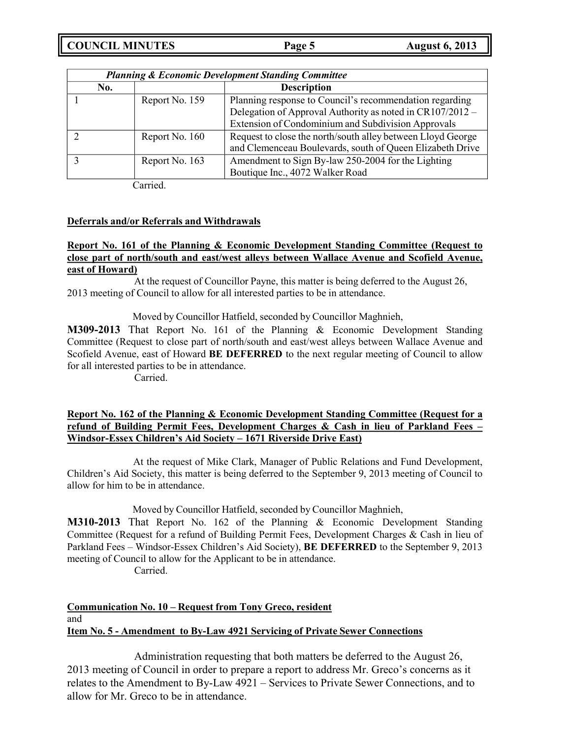| *Planning & Economic Development Standing Committee* | | |
|---|---|---|
| **No.** | | **Description** |
| 1 | Report No. 159 | Planning response to Council's recommendation regarding Delegation of Approval Authority as noted in CR107/2012 – Extension of Condominium and Subdivision Approvals |
| 2 | Report No. 160 | Request to close the north/south alley between Lloyd George and Clemenceau Boulevards, south of Queen Elizabeth Drive |
| 3 | Report No. 163 | Amendment to Sign By-law 250-2004 for the Lighting Boutique Inc., 4072 Walker Road |

Carried.

**Deferrals and/or Referrals and Withdrawals**

**Report No. 161 of the Planning & Economic Development Standing Committee (Request to close part of north/south and east/west alleys between Wallace Avenue and Scofield Avenue, east of Howard)**

At the request of Councillor Payne, this matter is being deferred to the August 26, 2013 meeting of Council to allow for all interested parties to be in attendance.

Moved by Councillor Hatfield, seconded by Councillor Maghnieh,

**M309-2013** That Report No. 161 of the Planning & Economic Development Standing Committee (Request to close part of north/south and east/west alleys between Wallace Avenue and Scofield Avenue, east of Howard **BE DEFERRED** to the next regular meeting of Council to allow for all interested parties to be in attendance.

Carried.

**Report No. 162 of the Planning & Economic Development Standing Committee (Request for a refund of Building Permit Fees, Development Charges & Cash in lieu of Parkland Fees – Windsor-Essex Children's Aid Society – 1671 Riverside Drive East)**

At the request of Mike Clark, Manager of Public Relations and Fund Development, Children's Aid Society, this matter is being deferred to the September 9, 2013 meeting of Council to allow for him to be in attendance.

Moved by Councillor Hatfield, seconded by Councillor Maghnieh,

**M310-2013** That Report No. 162 of the Planning & Economic Development Standing Committee (Request for a refund of Building Permit Fees, Development Charges & Cash in lieu of Parkland Fees – Windsor-Essex Children's Aid Society), **BE DEFERRED** to the September 9, 2013 meeting of Council to allow for the Applicant to be in attendance.

Carried.

**Communication No. 10 – Request from Tony Greco, resident**

and

**Item No. 5 - Amendment to By-Law 4921 Servicing of Private Sewer Connections**

Administration requesting that both matters be deferred to the August 26, 2013 meeting of Council in order to prepare a report to address Mr. Greco's concerns as it relates to the Amendment to By-Law 4921 – Services to Private Sewer Connections, and to allow for Mr. Greco to be in attendance.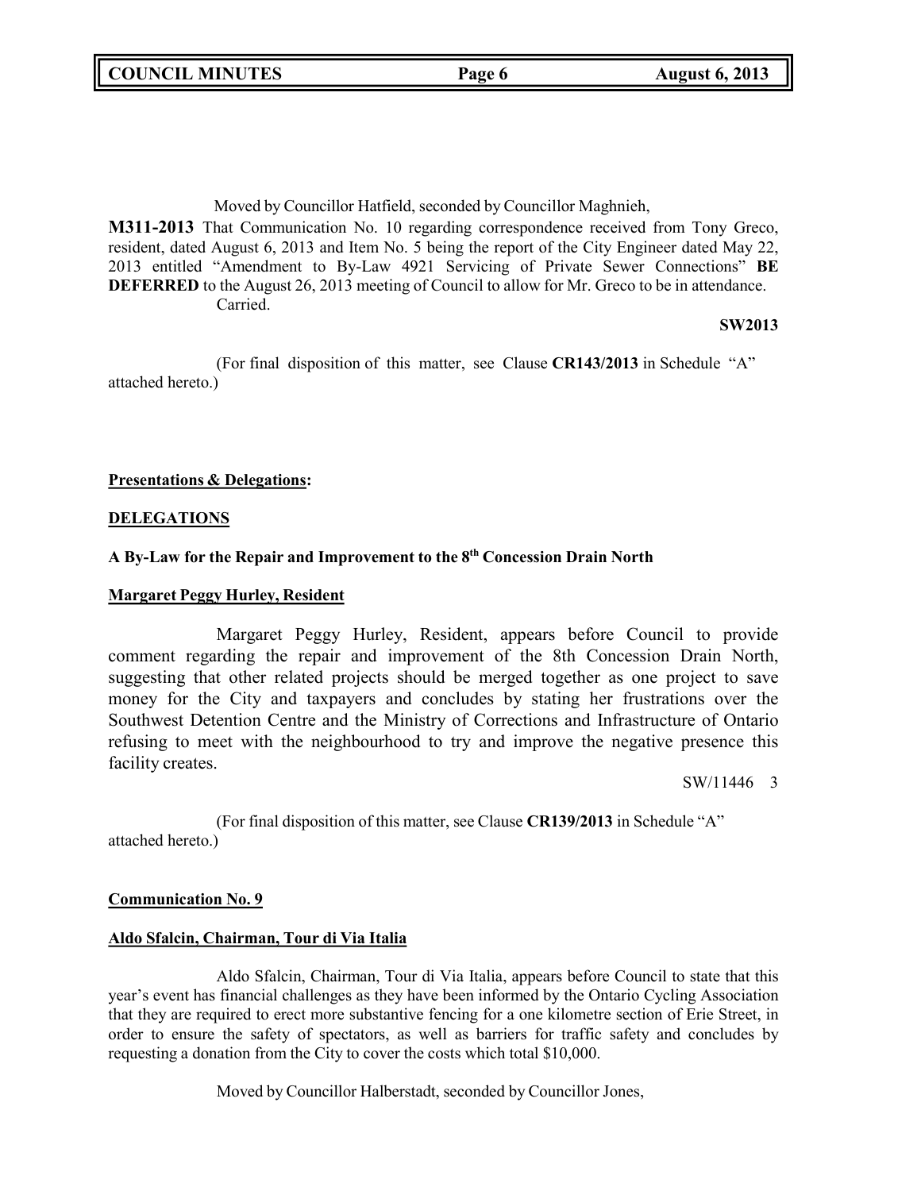Moved by Councillor Hatfield, seconded by Councillor Maghnieh,

**M311-2013** That Communication No. 10 regarding correspondence received from Tony Greco, resident, dated August 6, 2013 and Item No. 5 being the report of the City Engineer dated May 22, 2013 entitled "Amendment to By-Law 4921 Servicing of Private Sewer Connections" **BE DEFERRED** to the August 26, 2013 meeting of Council to allow for Mr. Greco to be in attendance.

Carried.

**SW2013**

(For final disposition of this matter, see Clause **CR143/2013** in Schedule "A" attached hereto.)

**Presentations & Delegations:**

**DELEGATIONS**

**A By-Law for the Repair and Improvement to the 8th Concession Drain North**

**Margaret Peggy Hurley, Resident**

Margaret Peggy Hurley, Resident, appears before Council to provide comment regarding the repair and improvement of the 8th Concession Drain North, suggesting that other related projects should be merged together as one project to save money for the City and taxpayers and concludes by stating her frustrations over the Southwest Detention Centre and the Ministry of Corrections and Infrastructure of Ontario refusing to meet with the neighbourhood to try and improve the negative presence this facility creates.

SW/11446 3

(For final disposition of this matter, see Clause **CR139/2013** in Schedule "A" attached hereto.)

**Communication No. 9**

**Aldo Sfalcin, Chairman, Tour di Via Italia**

Aldo Sfalcin, Chairman, Tour di Via Italia, appears before Council to state that this year's event has financial challenges as they have been informed by the Ontario Cycling Association that they are required to erect more substantive fencing for a one kilometre section of Erie Street, in order to ensure the safety of spectators, as well as barriers for traffic safety and concludes by requesting a donation from the City to cover the costs which total $10,000.

Moved by Councillor Halberstadt, seconded by Councillor Jones,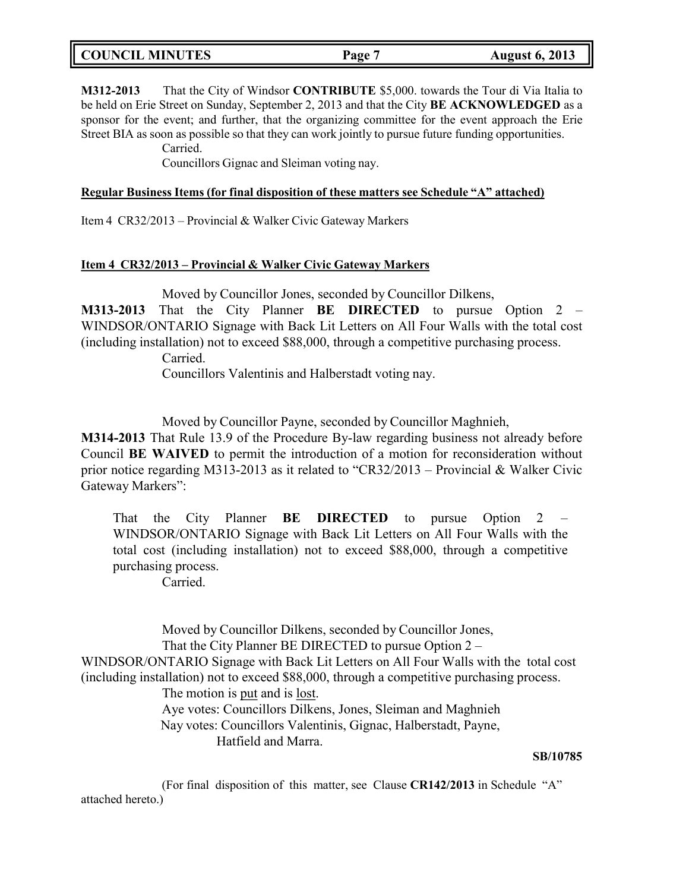**M312-2013** That the City of Windsor **CONTRIBUTE** $5,000. towards the Tour di Via Italia to be held on Erie Street on Sunday, September 2, 2013 and that the City **BE ACKNOWLEDGED** as a sponsor for the event; and further, that the organizing committee for the event approach the Erie Street BIA as soon as possible so that they can work jointly to pursue future funding opportunities.

Carried.

Councillors Gignac and Sleiman voting nay.

**Regular Business Items (for final disposition of these matters see Schedule "A" attached)**

Item 4 CR32/2013 – Provincial & Walker Civic Gateway Markers

**Item 4 CR32/2013 – Provincial & Walker Civic Gateway Markers**

Moved by Councillor Jones, seconded by Councillor Dilkens,

**M313-2013** That the City Planner **BE DIRECTED** to pursue Option 2 – WINDSOR/ONTARIO Signage with Back Lit Letters on All Four Walls with the total cost (including installation) not to exceed $88,000, through a competitive purchasing process.

Carried.

Councillors Valentinis and Halberstadt voting nay.

Moved by Councillor Payne, seconded by Councillor Maghnieh,

**M314-2013** That Rule 13.9 of the Procedure By-law regarding business not already before Council **BE WAIVED** to permit the introduction of a motion for reconsideration without prior notice regarding M313-2013 as it related to "CR32/2013 – Provincial & Walker Civic Gateway Markers":

> That the City Planner **BE DIRECTED** to pursue Option 2 – WINDSOR/ONTARIO Signage with Back Lit Letters on All Four Walls with the total cost (including installation) not to exceed $88,000, through a competitive purchasing process.
>
> Carried.

Moved by Councillor Dilkens, seconded by Councillor Jones,

That the City Planner BE DIRECTED to pursue Option 2 – WINDSOR/ONTARIO Signage with Back Lit Letters on All Four Walls with the total cost (including installation) not to exceed $88,000, through a competitive purchasing process.

The motion is put and is lost.

Aye votes: Councillors Dilkens, Jones, Sleiman and Maghnieh

Nay votes: Councillors Valentinis, Gignac, Halberstadt, Payne, Hatfield and Marra.

**SB/10785**

(For final disposition of this matter, see Clause **CR142/2013** in Schedule "A" attached hereto.)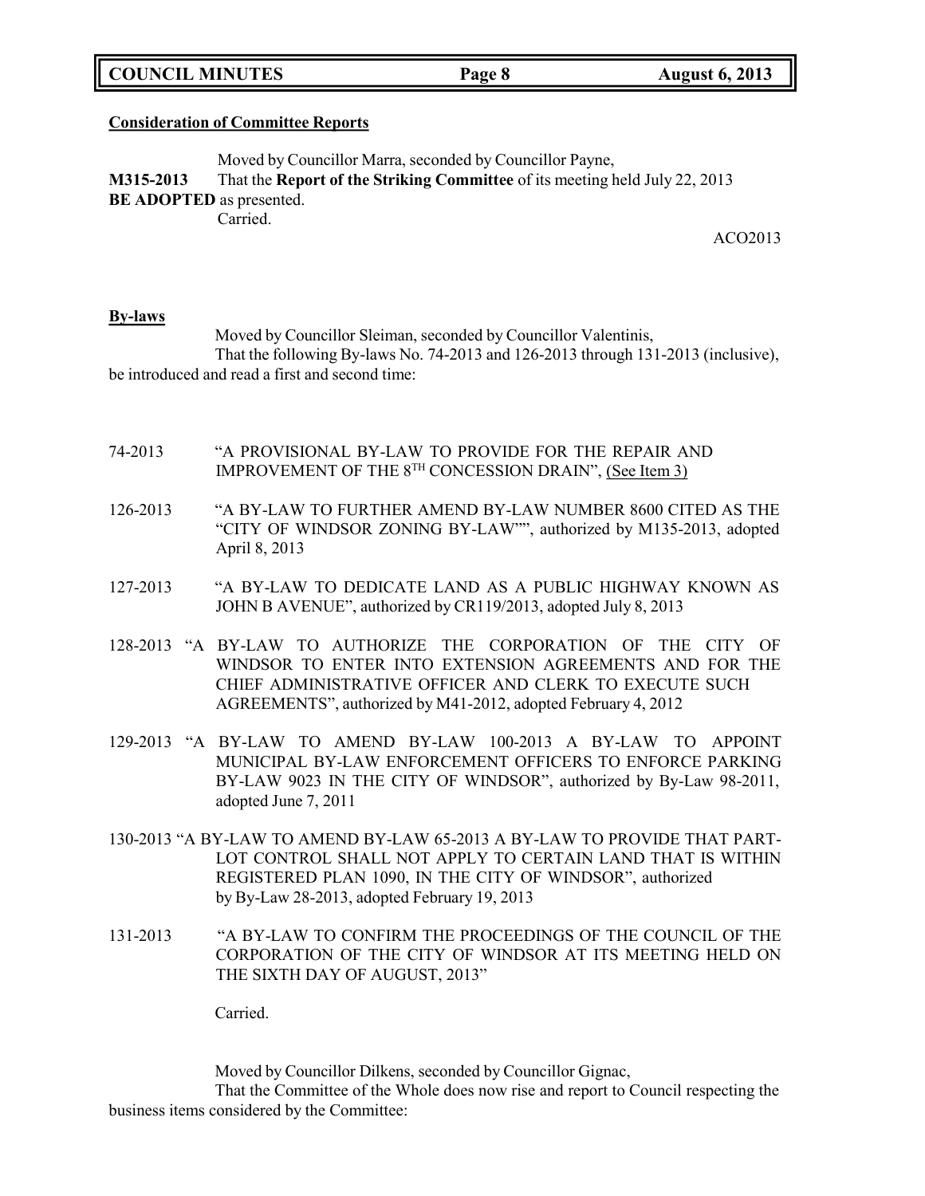**Consideration of Committee Reports**

Moved by Councillor Marra, seconded by Councillor Payne,

**M315-2013** That the **Report of the Striking Committee** of its meeting held July 22, 2013 **BE ADOPTED** as presented.

Carried.

ACO2013

**By-laws**

Moved by Councillor Sleiman, seconded by Councillor Valentinis,

That the following By-laws No. 74-2013 and 126-2013 through 131-2013 (inclusive), be introduced and read a first and second time:

74-2013 "A PROVISIONAL BY-LAW TO PROVIDE FOR THE REPAIR AND IMPROVEMENT OF THE 8TH CONCESSION DRAIN", (See Item 3)

126-2013 "A BY-LAW TO FURTHER AMEND BY-LAW NUMBER 8600 CITED AS THE "CITY OF WINDSOR ZONING BY-LAW"", authorized by M135-2013, adopted April 8, 2013

127-2013 "A BY-LAW TO DEDICATE LAND AS A PUBLIC HIGHWAY KNOWN AS JOHN B AVENUE", authorized by CR119/2013, adopted July 8, 2013

128-2013 "A BY-LAW TO AUTHORIZE THE CORPORATION OF THE CITY OF WINDSOR TO ENTER INTO EXTENSION AGREEMENTS AND FOR THE CHIEF ADMINISTRATIVE OFFICER AND CLERK TO EXECUTE SUCH AGREEMENTS", authorized by M41-2012, adopted February 4, 2012

129-2013 "A BY-LAW TO AMEND BY-LAW 100-2013 A BY-LAW TO APPOINT MUNICIPAL BY-LAW ENFORCEMENT OFFICERS TO ENFORCE PARKING BY-LAW 9023 IN THE CITY OF WINDSOR", authorized by By-Law 98-2011, adopted June 7, 2011

130-2013 "A BY-LAW TO AMEND BY-LAW 65-2013 A BY-LAW TO PROVIDE THAT PART-LOT CONTROL SHALL NOT APPLY TO CERTAIN LAND THAT IS WITHIN REGISTERED PLAN 1090, IN THE CITY OF WINDSOR", authorized by By-Law 28-2013, adopted February 19, 2013

131-2013 "A BY-LAW TO CONFIRM THE PROCEEDINGS OF THE COUNCIL OF THE CORPORATION OF THE CITY OF WINDSOR AT ITS MEETING HELD ON THE SIXTH DAY OF AUGUST, 2013"

Carried.

Moved by Councillor Dilkens, seconded by Councillor Gignac,

That the Committee of the Whole does now rise and report to Council respecting the business items considered by the Committee: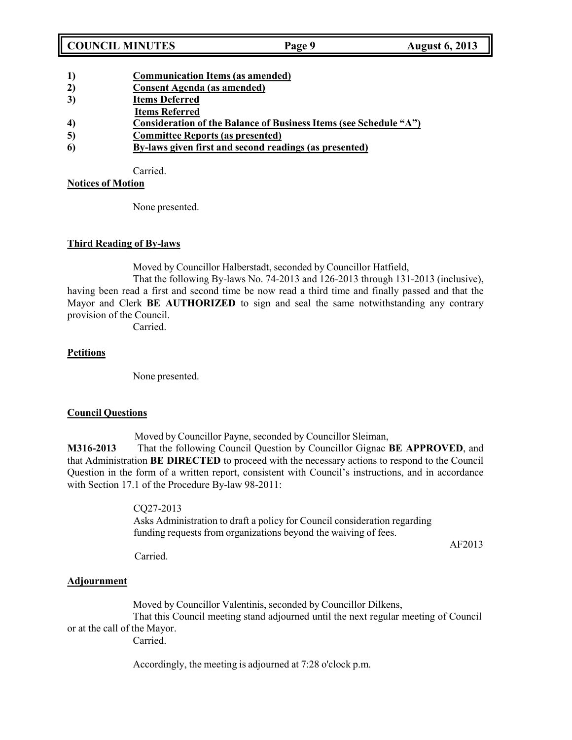1) **Communication Items (as amended)**
2) **Consent Agenda (as amended)**
3) **Items Deferred**
   **Items Referred**
4) **Consideration of the Balance of Business Items (see Schedule "A")**
5) **Committee Reports (as presented)**
6) **By-laws given first and second readings (as presented)**

Carried.

**Notices of Motion**

None presented.

**Third Reading of By-laws**

Moved by Councillor Halberstadt, seconded by Councillor Hatfield,

That the following By-laws No. 74-2013 and 126-2013 through 131-2013 (inclusive), having been read a first and second time be now read a third time and finally passed and that the Mayor and Clerk **BE AUTHORIZED** to sign and seal the same notwithstanding any contrary provision of the Council.

Carried.

**Petitions**

None presented.

**Council Questions**

Moved by Councillor Payne, seconded by Councillor Sleiman,

**M316-2013** That the following Council Question by Councillor Gignac **BE APPROVED**, and that Administration **BE DIRECTED** to proceed with the necessary actions to respond to the Council Question in the form of a written report, consistent with Council's instructions, and in accordance with Section 17.1 of the Procedure By-law 98-2011:

CQ27-2013
Asks Administration to draft a policy for Council consideration regarding funding requests from organizations beyond the waiving of fees.

AF2013

Carried.

**Adjournment**

Moved by Councillor Valentinis, seconded by Councillor Dilkens,

That this Council meeting stand adjourned until the next regular meeting of Council or at the call of the Mayor.

Carried.

Accordingly, the meeting is adjourned at 7:28 o'clock p.m.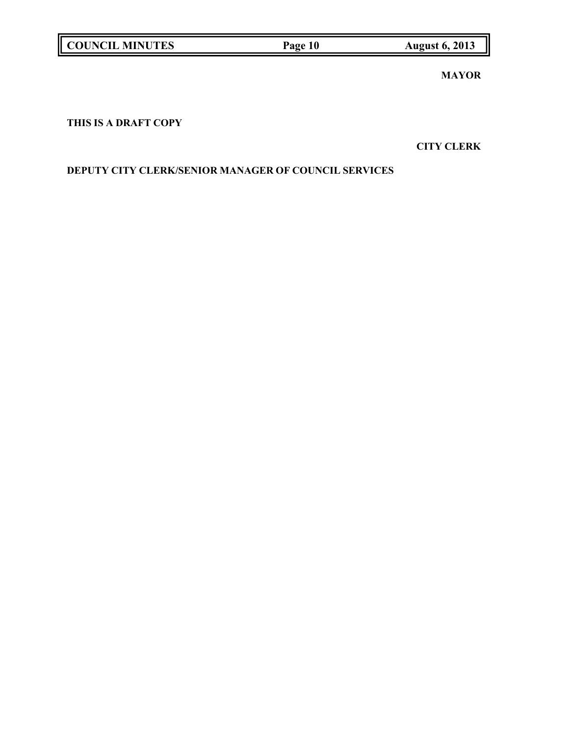**MAYOR**

**THIS IS A DRAFT COPY**

**CITY CLERK**

**DEPUTY CITY CLERK/SENIOR MANAGER OF COUNCIL SERVICES**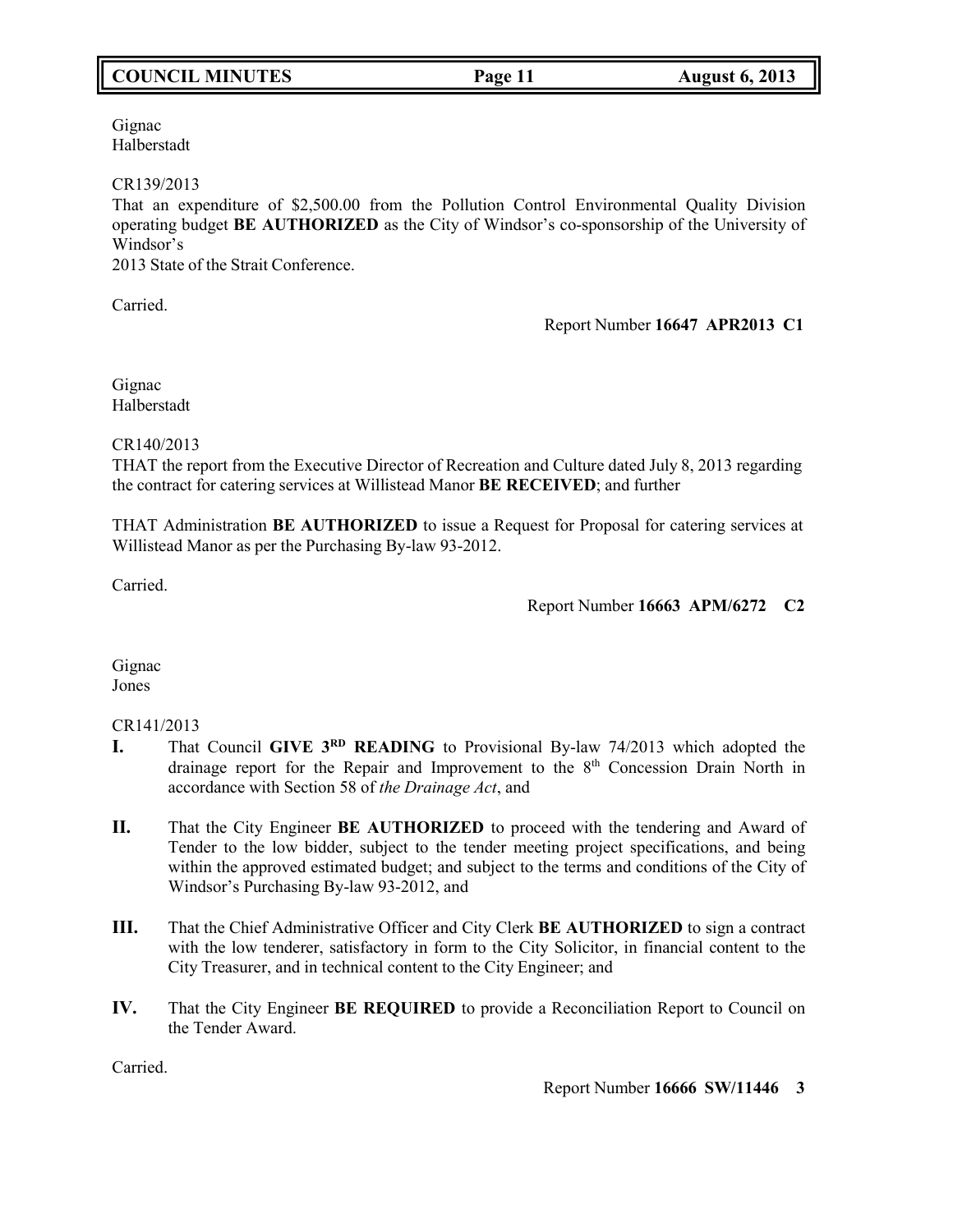Gignac
Halberstadt

CR139/2013
That an expenditure of $2,500.00 from the Pollution Control Environmental Quality Division operating budget **BE AUTHORIZED** as the City of Windsor's co-sponsorship of the University of Windsor's
2013 State of the Strait Conference.

Carried.

Report Number **16647 APR2013 C1**

Gignac
Halberstadt

CR140/2013
THAT the report from the Executive Director of Recreation and Culture dated July 8, 2013 regarding the contract for catering services at Willistead Manor **BE RECEIVED**; and further

THAT Administration **BE AUTHORIZED** to issue a Request for Proposal for catering services at Willistead Manor as per the Purchasing By-law 93-2012.

Carried.

Report Number **16663 APM/6272 C2**

Gignac
Jones

CR141/2013

**I.** That Council **GIVE 3RD READING** to Provisional By-law 74/2013 which adopted the drainage report for the Repair and Improvement to the 8th Concession Drain North in accordance with Section 58 of *the Drainage Act*, and

**II.** That the City Engineer **BE AUTHORIZED** to proceed with the tendering and Award of Tender to the low bidder, subject to the tender meeting project specifications, and being within the approved estimated budget; and subject to the terms and conditions of the City of Windsor's Purchasing By-law 93-2012, and

**III.** That the Chief Administrative Officer and City Clerk **BE AUTHORIZED** to sign a contract with the low tenderer, satisfactory in form to the City Solicitor, in financial content to the City Treasurer, and in technical content to the City Engineer; and

**IV.** That the City Engineer **BE REQUIRED** to provide a Reconciliation Report to Council on the Tender Award.

Carried.

Report Number **16666 SW/11446 3**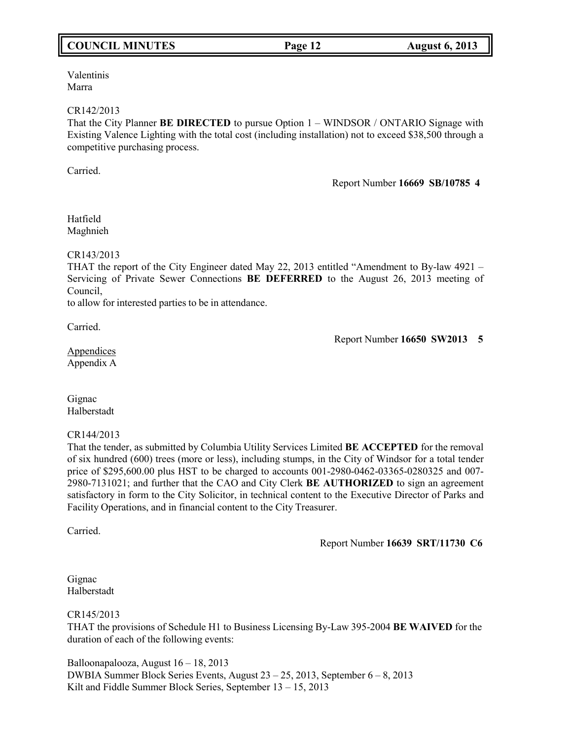Valentinis
Marra

CR142/2013
That the City Planner **BE DIRECTED** to pursue Option 1 – WINDSOR / ONTARIO Signage with Existing Valence Lighting with the total cost (including installation) not to exceed $38,500 through a competitive purchasing process.

Carried.

Report Number **16669 SB/10785 4**

Hatfield
Maghnieh

CR143/2013
THAT the report of the City Engineer dated May 22, 2013 entitled "Amendment to By-law 4921 – Servicing of Private Sewer Connections **BE DEFERRED** to the August 26, 2013 meeting of Council,
to allow for interested parties to be in attendance.

Carried.

Report Number **16650 SW2013 5**

Appendices
Appendix A

Gignac
Halberstadt

CR144/2013
That the tender, as submitted by Columbia Utility Services Limited **BE ACCEPTED** for the removal of six hundred (600) trees (more or less), including stumps, in the City of Windsor for a total tender price of $295,600.00 plus HST to be charged to accounts 001-2980-0462-03365-0280325 and 007-2980-7131021; and further that the CAO and City Clerk **BE AUTHORIZED** to sign an agreement satisfactory in form to the City Solicitor, in technical content to the Executive Director of Parks and Facility Operations, and in financial content to the City Treasurer.

Carried.

Report Number **16639 SRT/11730 C6**

Gignac
Halberstadt

CR145/2013
THAT the provisions of Schedule H1 to Business Licensing By-Law 395-2004 **BE WAIVED** for the duration of each of the following events:

Balloonapalooza, August 16 – 18, 2013
DWBIA Summer Block Series Events, August 23 – 25, 2013, September 6 – 8, 2013
Kilt and Fiddle Summer Block Series, September 13 – 15, 2013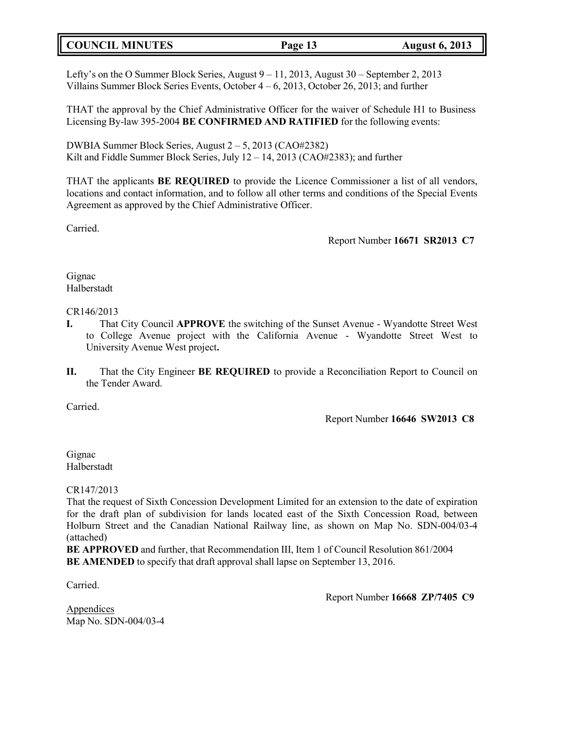Lefty's on the O Summer Block Series, August 9 – 11, 2013, August 30 – September 2, 2013
Villains Summer Block Series Events, October 4 – 6, 2013, October 26, 2013; and further

THAT the approval by the Chief Administrative Officer for the waiver of Schedule H1 to Business Licensing By-law 395-2004 **BE CONFIRMED AND RATIFIED** for the following events:

DWBIA Summer Block Series, August 2 – 5, 2013 (CAO#2382)
Kilt and Fiddle Summer Block Series, July 12 – 14, 2013 (CAO#2383); and further

THAT the applicants **BE REQUIRED** to provide the Licence Commissioner a list of all vendors, locations and contact information, and to follow all other terms and conditions of the Special Events Agreement as approved by the Chief Administrative Officer.

Carried.

Report Number **16671 SR2013 C7**

Gignac
Halberstadt

CR146/2013

**I.** That City Council **APPROVE** the switching of the Sunset Avenue - Wyandotte Street West to College Avenue project with the California Avenue - Wyandotte Street West to University Avenue West project**.**

**II.** That the City Engineer **BE REQUIRED** to provide a Reconciliation Report to Council on the Tender Award.

Carried.

Report Number **16646 SW2013 C8**

Gignac
Halberstadt

CR147/2013
That the request of Sixth Concession Development Limited for an extension to the date of expiration for the draft plan of subdivision for lands located east of the Sixth Concession Road, between Holburn Street and the Canadian National Railway line, as shown on Map No. SDN-004/03-4 (attached)
**BE APPROVED** and further, that Recommendation III, Item 1 of Council Resolution 861/2004 **BE AMENDED** to specify that draft approval shall lapse on September 13, 2016.

Carried.

Report Number **16668 ZP/7405 C9**

Appendices
Map No. SDN-004/03-4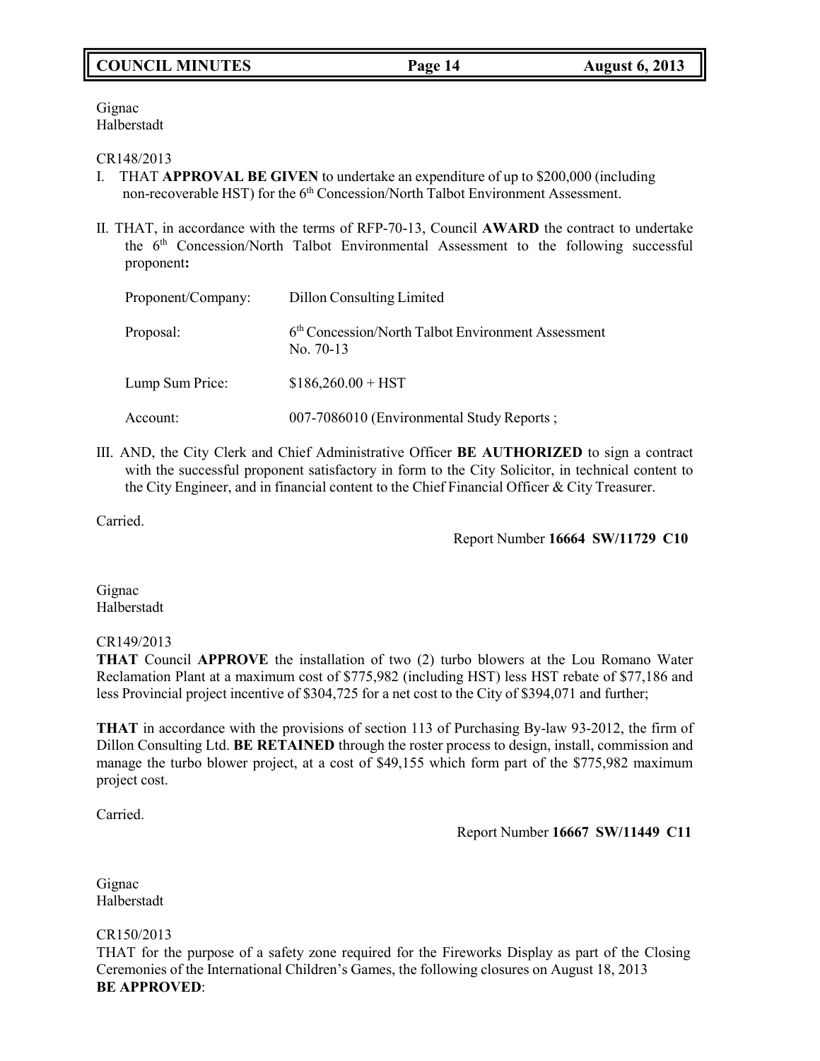Gignac
Halberstadt

CR148/2013

I. THAT **APPROVAL BE GIVEN** to undertake an expenditure of up to $200,000 (including non-recoverable HST) for the 6th Concession/North Talbot Environment Assessment.

II. THAT, in accordance with the terms of RFP-70-13, Council **AWARD** the contract to undertake the 6th Concession/North Talbot Environmental Assessment to the following successful proponent**:**

| | |
|---|---|
| Proponent/Company: | Dillon Consulting Limited |
| Proposal: | 6th Concession/North Talbot Environment Assessment No. 70-13 |
| Lump Sum Price: | $186,260.00 + HST |
| Account: | 007-7086010 (Environmental Study Reports ; |

III. AND, the City Clerk and Chief Administrative Officer **BE AUTHORIZED** to sign a contract with the successful proponent satisfactory in form to the City Solicitor, in technical content to the City Engineer, and in financial content to the Chief Financial Officer & City Treasurer.

Carried.

Report Number **16664 SW/11729 C10**

Gignac
Halberstadt

CR149/2013

**THAT** Council **APPROVE** the installation of two (2) turbo blowers at the Lou Romano Water Reclamation Plant at a maximum cost of $775,982 (including HST) less HST rebate of $77,186 and less Provincial project incentive of $304,725 for a net cost to the City of $394,071 and further;

**THAT** in accordance with the provisions of section 113 of Purchasing By-law 93-2012, the firm of Dillon Consulting Ltd. **BE RETAINED** through the roster process to design, install, commission and manage the turbo blower project, at a cost of $49,155 which form part of the $775,982 maximum project cost.

Carried.

Report Number **16667 SW/11449 C11**

Gignac
Halberstadt

CR150/2013

THAT for the purpose of a safety zone required for the Fireworks Display as part of the Closing Ceremonies of the International Children's Games, the following closures on August 18, 2013 **BE APPROVED**: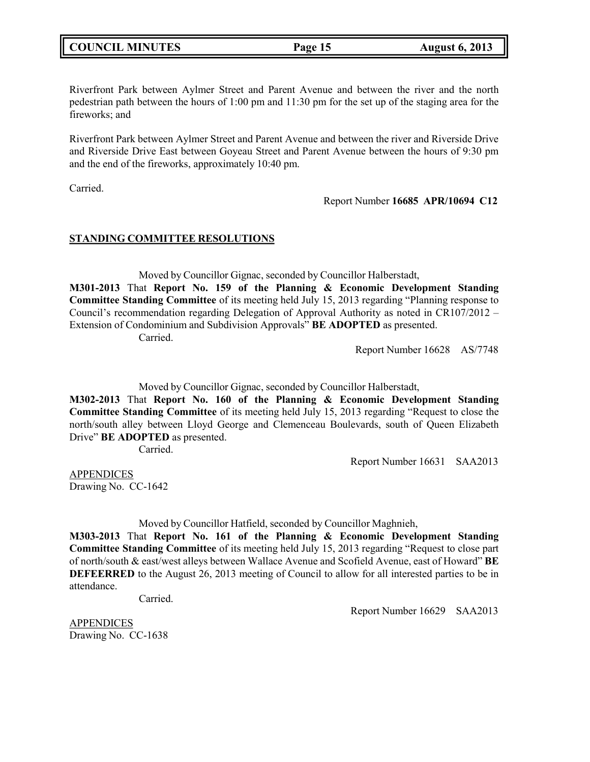Riverfront Park between Aylmer Street and Parent Avenue and between the river and the north pedestrian path between the hours of 1:00 pm and 11:30 pm for the set up of the staging area for the fireworks; and

Riverfront Park between Aylmer Street and Parent Avenue and between the river and Riverside Drive and Riverside Drive East between Goyeau Street and Parent Avenue between the hours of 9:30 pm and the end of the fireworks, approximately 10:40 pm.

Carried.

Report Number **16685 APR/10694 C12**

## STANDING COMMITTEE RESOLUTIONS

Moved by Councillor Gignac, seconded by Councillor Halberstadt,

**M301-2013** That **Report No. 159 of the Planning & Economic Development Standing Committee Standing Committee** of its meeting held July 15, 2013 regarding "Planning response to Council's recommendation regarding Delegation of Approval Authority as noted in CR107/2012 – Extension of Condominium and Subdivision Approvals" **BE ADOPTED** as presented.

Carried.

Report Number 16628 AS/7748

Moved by Councillor Gignac, seconded by Councillor Halberstadt,

**M302-2013** That **Report No. 160 of the Planning & Economic Development Standing Committee Standing Committee** of its meeting held July 15, 2013 regarding "Request to close the north/south alley between Lloyd George and Clemenceau Boulevards, south of Queen Elizabeth Drive" **BE ADOPTED** as presented.

Carried.

Report Number 16631 SAA2013

APPENDICES
Drawing No. CC-1642

Moved by Councillor Hatfield, seconded by Councillor Maghnieh,

**M303-2013** That **Report No. 161 of the Planning & Economic Development Standing Committee Standing Committee** of its meeting held July 15, 2013 regarding "Request to close part of north/south & east/west alleys between Wallace Avenue and Scofield Avenue, east of Howard" **BE DEFEERRED** to the August 26, 2013 meeting of Council to allow for all interested parties to be in attendance.

Carried.

Report Number 16629 SAA2013

APPENDICES
Drawing No. CC-1638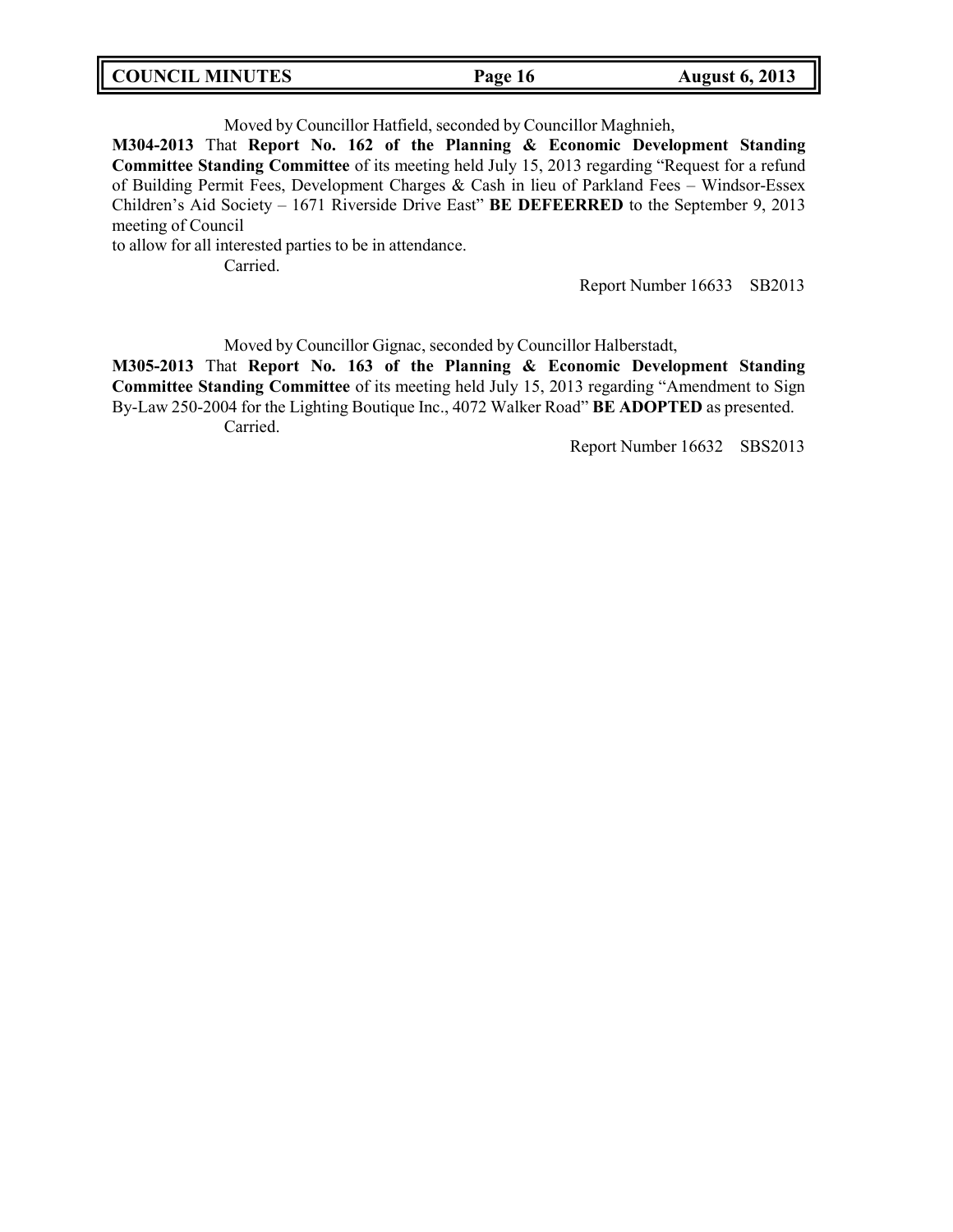Moved by Councillor Hatfield, seconded by Councillor Maghnieh,

**M304-2013** That **Report No. 162 of the Planning & Economic Development Standing Committee Standing Committee** of its meeting held July 15, 2013 regarding "Request for a refund of Building Permit Fees, Development Charges & Cash in lieu of Parkland Fees – Windsor-Essex Children's Aid Society – 1671 Riverside Drive East" **BE DEFEERRED** to the September 9, 2013 meeting of Council

to allow for all interested parties to be in attendance.

Carried.

Report Number 16633 SB2013

Moved by Councillor Gignac, seconded by Councillor Halberstadt,

**M305-2013** That **Report No. 163 of the Planning & Economic Development Standing Committee Standing Committee** of its meeting held July 15, 2013 regarding "Amendment to Sign By-Law 250-2004 for the Lighting Boutique Inc., 4072 Walker Road" **BE ADOPTED** as presented.

Carried.

Report Number 16632 SBS2013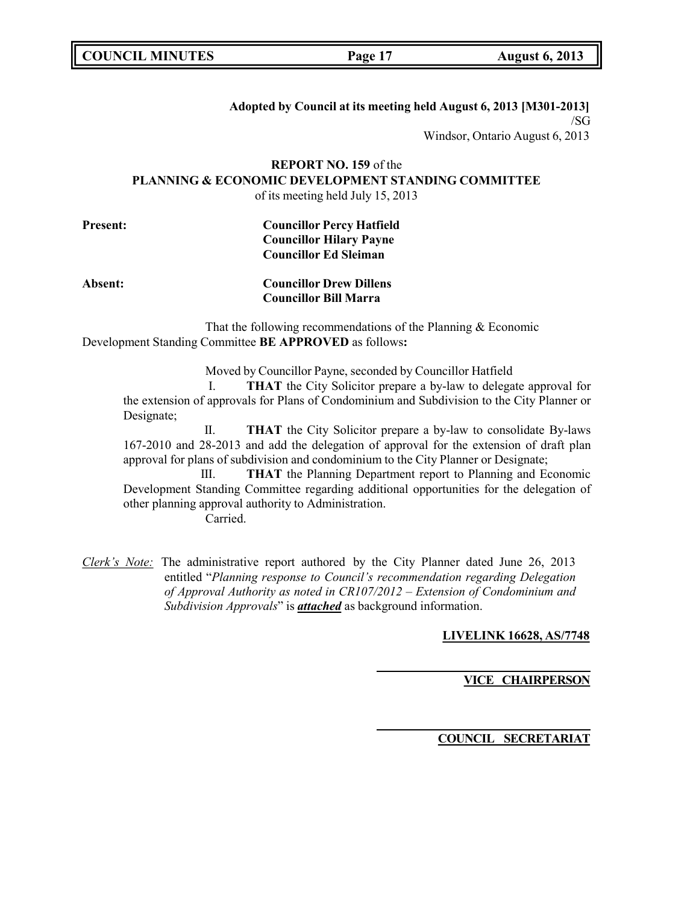**Adopted by Council at its meeting held August 6, 2013 [M301-2013]**
/SG
Windsor, Ontario August 6, 2013

**REPORT NO. 159** of the
**PLANNING & ECONOMIC DEVELOPMENT STANDING COMMITTEE**
of its meeting held July 15, 2013

**Present:** **Councillor Percy Hatfield**
**Councillor Hilary Payne**
**Councillor Ed Sleiman**

**Absent:** **Councillor Drew Dillens**
**Councillor Bill Marra**

That the following recommendations of the Planning & Economic Development Standing Committee **BE APPROVED** as follows**:**

Moved by Councillor Payne, seconded by Councillor Hatfield

I. **THAT** the City Solicitor prepare a by-law to delegate approval for the extension of approvals for Plans of Condominium and Subdivision to the City Planner or Designate;

II. **THAT** the City Solicitor prepare a by-law to consolidate By-laws 167-2010 and 28-2013 and add the delegation of approval for the extension of draft plan approval for plans of subdivision and condominium to the City Planner or Designate;

III. **THAT** the Planning Department report to Planning and Economic Development Standing Committee regarding additional opportunities for the delegation of other planning approval authority to Administration.

Carried.

*Clerk's Note:* The administrative report authored by the City Planner dated June 26, 2013 entitled "*Planning response to Council's recommendation regarding Delegation of Approval Authority as noted in CR107/2012 – Extension of Condominium and Subdivision Approvals*" is ***attached*** as background information.

**LIVELINK 16628, AS/7748**

**VICE CHAIRPERSON**

**COUNCIL SECRETARIAT**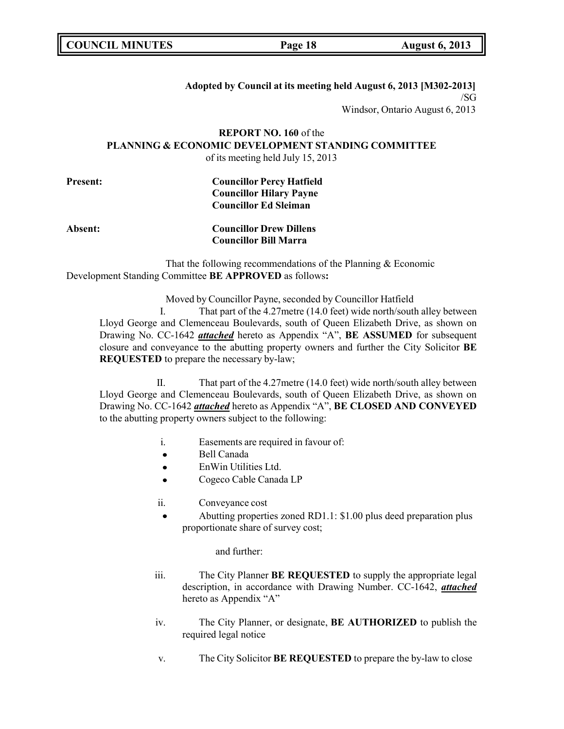**Adopted by Council at its meeting held August 6, 2013 [M302-2013]**
/SG
Windsor, Ontario August 6, 2013

**REPORT NO. 160** of the
**PLANNING & ECONOMIC DEVELOPMENT STANDING COMMITTEE**
of its meeting held July 15, 2013

**Present:** **Councillor Percy Hatfield**
**Councillor Hilary Payne**
**Councillor Ed Sleiman**

**Absent:** **Councillor Drew Dillens**
**Councillor Bill Marra**

That the following recommendations of the Planning & Economic Development Standing Committee **BE APPROVED** as follows**:**

Moved by Councillor Payne, seconded by Councillor Hatfield

I. That part of the 4.27metre (14.0 feet) wide north/south alley between Lloyd George and Clemenceau Boulevards, south of Queen Elizabeth Drive, as shown on Drawing No. CC-1642 ***attached*** hereto as Appendix "A", **BE ASSUMED** for subsequent closure and conveyance to the abutting property owners and further the City Solicitor **BE REQUESTED** to prepare the necessary by-law;

II. That part of the 4.27metre (14.0 feet) wide north/south alley between Lloyd George and Clemenceau Boulevards, south of Queen Elizabeth Drive, as shown on Drawing No. CC-1642 ***attached*** hereto as Appendix "A", **BE CLOSED AND CONVEYED** to the abutting property owners subject to the following:

i. Easements are required in favour of:
- Bell Canada
- EnWin Utilities Ltd.
- Cogeco Cable Canada LP

ii. Conveyance cost
- Abutting properties zoned RD1.1: $1.00 plus deed preparation plus proportionate share of survey cost;

and further:

iii. The City Planner **BE REQUESTED** to supply the appropriate legal description, in accordance with Drawing Number. CC-1642, ***attached*** hereto as Appendix "A"

iv. The City Planner, or designate, **BE AUTHORIZED** to publish the required legal notice

v. The City Solicitor **BE REQUESTED** to prepare the by-law to close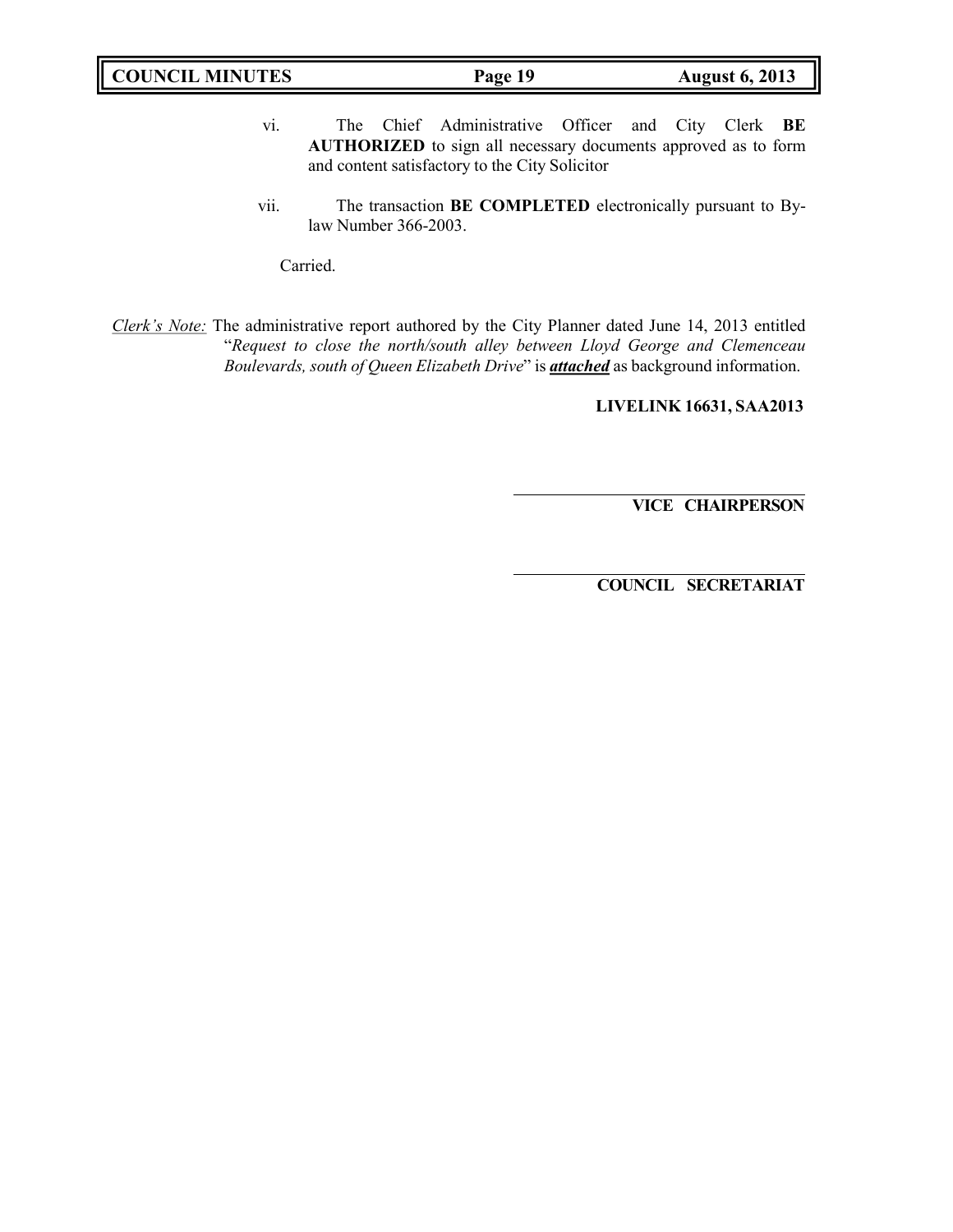vi. The Chief Administrative Officer and City Clerk **BE AUTHORIZED** to sign all necessary documents approved as to form and content satisfactory to the City Solicitor

vii. The transaction **BE COMPLETED** electronically pursuant to By-law Number 366-2003.

Carried.

*Clerk's Note:* The administrative report authored by the City Planner dated June 14, 2013 entitled "*Request to close the north/south alley between Lloyd George and Clemenceau Boulevards, south of Queen Elizabeth Drive*" is ***attached*** as background information.

**LIVELINK 16631, SAA2013**

---

**VICE CHAIRPERSON**

---

**COUNCIL SECRETARIAT**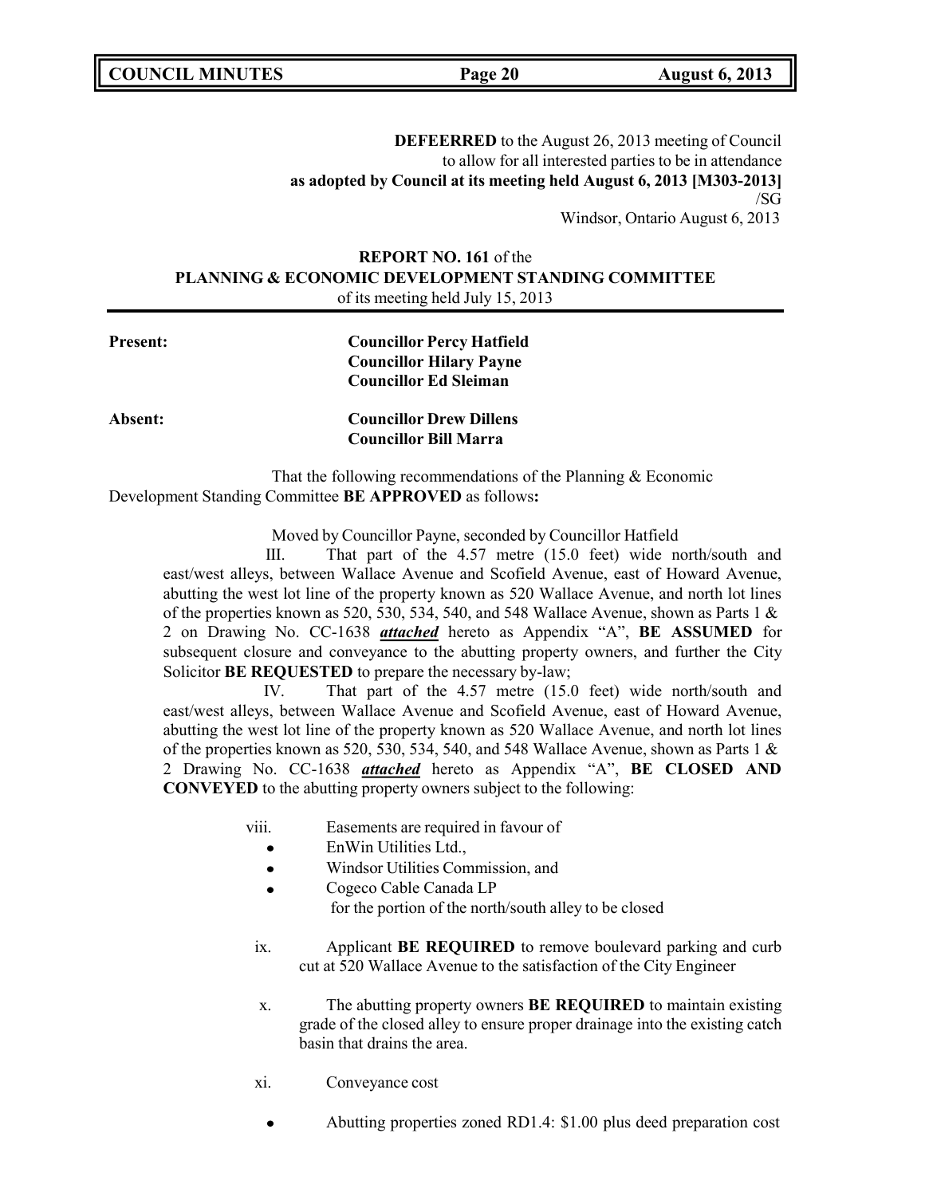**DEFEERRED** to the August 26, 2013 meeting of Council
to allow for all interested parties to be in attendance
**as adopted by Council at its meeting held August 6, 2013 [M303-2013]**
/SG
Windsor, Ontario August 6, 2013

**REPORT NO. 161** of the
**PLANNING & ECONOMIC DEVELOPMENT STANDING COMMITTEE**
of its meeting held July 15, 2013

**Present:** **Councillor Percy Hatfield**
**Councillor Hilary Payne**
**Councillor Ed Sleiman**

**Absent:** **Councillor Drew Dillens**
**Councillor Bill Marra**

That the following recommendations of the Planning & Economic Development Standing Committee **BE APPROVED** as follows**:**

Moved by Councillor Payne, seconded by Councillor Hatfield

III. That part of the 4.57 metre (15.0 feet) wide north/south and east/west alleys, between Wallace Avenue and Scofield Avenue, east of Howard Avenue, abutting the west lot line of the property known as 520 Wallace Avenue, and north lot lines of the properties known as 520, 530, 534, 540, and 548 Wallace Avenue, shown as Parts 1 & 2 on Drawing No. CC-1638 ***attached*** hereto as Appendix "A", **BE ASSUMED** for subsequent closure and conveyance to the abutting property owners, and further the City Solicitor **BE REQUESTED** to prepare the necessary by-law;

IV. That part of the 4.57 metre (15.0 feet) wide north/south and east/west alleys, between Wallace Avenue and Scofield Avenue, east of Howard Avenue, abutting the west lot line of the property known as 520 Wallace Avenue, and north lot lines of the properties known as 520, 530, 534, 540, and 548 Wallace Avenue, shown as Parts 1 & 2 Drawing No. CC-1638 ***attached*** hereto as Appendix "A", **BE CLOSED AND CONVEYED** to the abutting property owners subject to the following:

viii. Easements are required in favour of
- EnWin Utilities Ltd.,
- Windsor Utilities Commission, and
- Cogeco Cable Canada LP

for the portion of the north/south alley to be closed

ix. Applicant **BE REQUIRED** to remove boulevard parking and curb cut at 520 Wallace Avenue to the satisfaction of the City Engineer

x. The abutting property owners **BE REQUIRED** to maintain existing grade of the closed alley to ensure proper drainage into the existing catch basin that drains the area.

xi. Conveyance cost

- Abutting properties zoned RD1.4: $1.00 plus deed preparation cost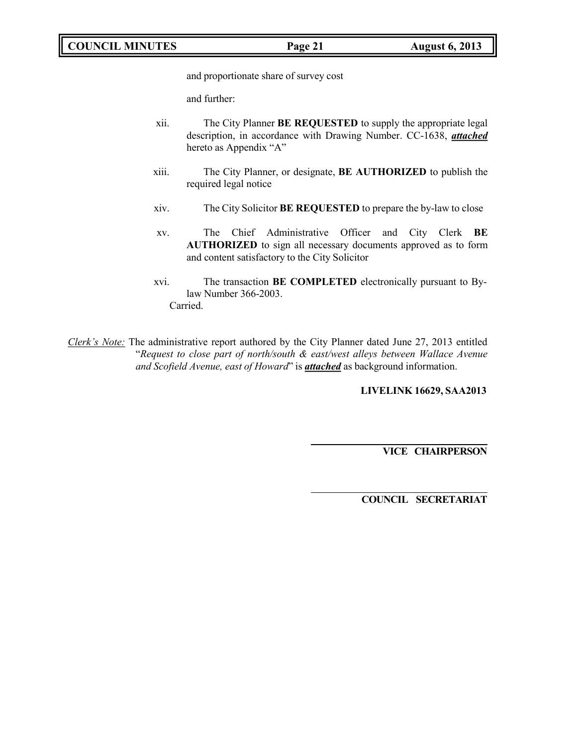and proportionate share of survey cost

and further:

xii. The City Planner **BE REQUESTED** to supply the appropriate legal description, in accordance with Drawing Number. CC-1638, ***attached*** hereto as Appendix "A"

xiii. The City Planner, or designate, **BE AUTHORIZED** to publish the required legal notice

xiv. The City Solicitor **BE REQUESTED** to prepare the by-law to close

xv. The Chief Administrative Officer and City Clerk **BE AUTHORIZED** to sign all necessary documents approved as to form and content satisfactory to the City Solicitor

xvi. The transaction **BE COMPLETED** electronically pursuant to By-law Number 366-2003.

Carried.

*Clerk's Note:* The administrative report authored by the City Planner dated June 27, 2013 entitled "*Request to close part of north/south & east/west alleys between Wallace Avenue and Scofield Avenue, east of Howard*" is ***attached*** as background information.

**LIVELINK 16629, SAA2013**

**VICE CHAIRPERSON**

**COUNCIL SECRETARIAT**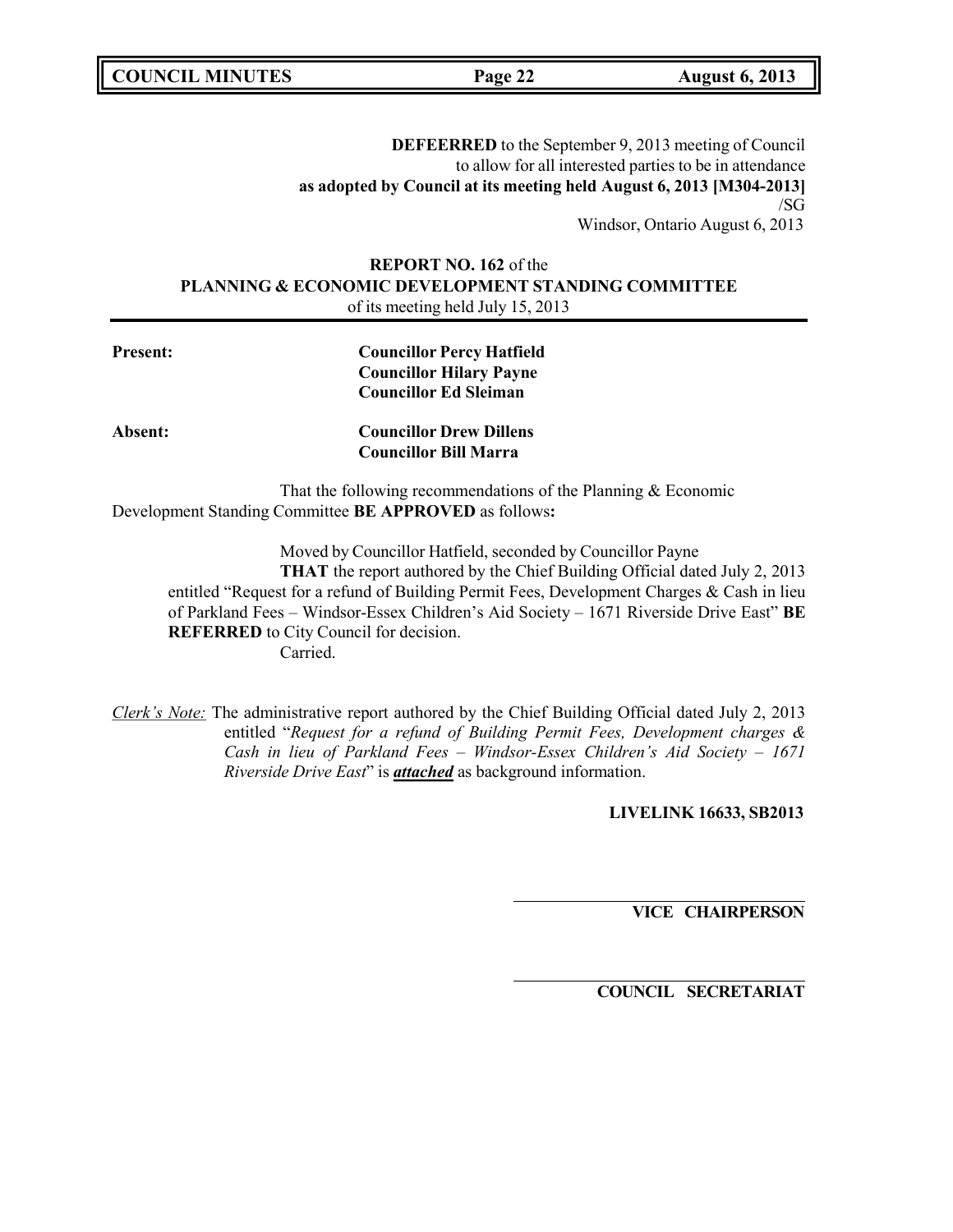**DEFEERRED** to the September 9, 2013 meeting of Council
to allow for all interested parties to be in attendance
**as adopted by Council at its meeting held August 6, 2013 [M304-2013]**
/SG
Windsor, Ontario August 6, 2013

**REPORT NO. 162** of the
**PLANNING & ECONOMIC DEVELOPMENT STANDING COMMITTEE**
of its meeting held July 15, 2013

**Present:** **Councillor Percy Hatfield**
**Councillor Hilary Payne**
**Councillor Ed Sleiman**

**Absent:** **Councillor Drew Dillens**
**Councillor Bill Marra**

That the following recommendations of the Planning & Economic Development Standing Committee **BE APPROVED** as follows**:**

Moved by Councillor Hatfield, seconded by Councillor Payne

**THAT** the report authored by the Chief Building Official dated July 2, 2013 entitled "Request for a refund of Building Permit Fees, Development Charges & Cash in lieu of Parkland Fees – Windsor-Essex Children's Aid Society – 1671 Riverside Drive East" **BE REFERRED** to City Council for decision.

Carried.

*Clerk's Note:* The administrative report authored by the Chief Building Official dated July 2, 2013 entitled "*Request for a refund of Building Permit Fees, Development charges & Cash in lieu of Parkland Fees – Windsor-Essex Children's Aid Society – 1671 Riverside Drive East*" is ***attached*** as background information.

**LIVELINK 16633, SB2013**

**VICE CHAIRPERSON**

**COUNCIL SECRETARIAT**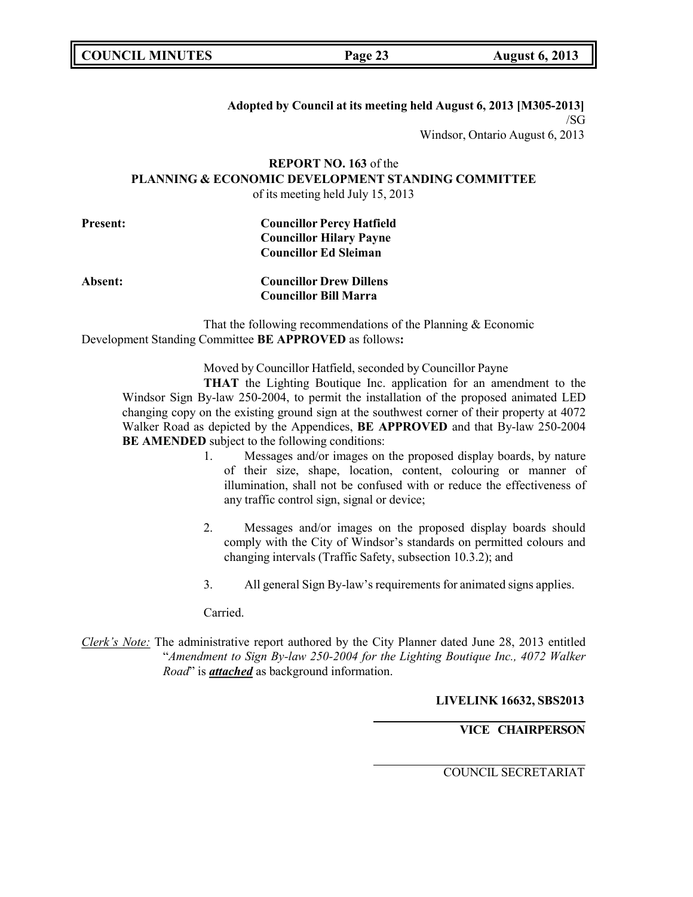**Adopted by Council at its meeting held August 6, 2013 [M305-2013]**
/SG
Windsor, Ontario August 6, 2013

**REPORT NO. 163** of the
**PLANNING & ECONOMIC DEVELOPMENT STANDING COMMITTEE**
of its meeting held July 15, 2013

**Present:** **Councillor Percy Hatfield**
**Councillor Hilary Payne**
**Councillor Ed Sleiman**

**Absent:** **Councillor Drew Dillens**
**Councillor Bill Marra**

That the following recommendations of the Planning & Economic Development Standing Committee **BE APPROVED** as follows**:**

Moved by Councillor Hatfield, seconded by Councillor Payne

**THAT** the Lighting Boutique Inc. application for an amendment to the Windsor Sign By-law 250-2004, to permit the installation of the proposed animated LED changing copy on the existing ground sign at the southwest corner of their property at 4072 Walker Road as depicted by the Appendices, **BE APPROVED** and that By-law 250-2004 **BE AMENDED** subject to the following conditions:

1. Messages and/or images on the proposed display boards, by nature of their size, shape, location, content, colouring or manner of illumination, shall not be confused with or reduce the effectiveness of any traffic control sign, signal or device;
2. Messages and/or images on the proposed display boards should comply with the City of Windsor's standards on permitted colours and changing intervals (Traffic Safety, subsection 10.3.2); and
3. All general Sign By-law's requirements for animated signs applies.

Carried.

*Clerk's Note:* The administrative report authored by the City Planner dated June 28, 2013 entitled "*Amendment to Sign By-law 250-2004 for the Lighting Boutique Inc., 4072 Walker Road*" is ***attached*** as background information.

**LIVELINK 16632, SBS2013**

**VICE CHAIRPERSON**

COUNCIL SECRETARIAT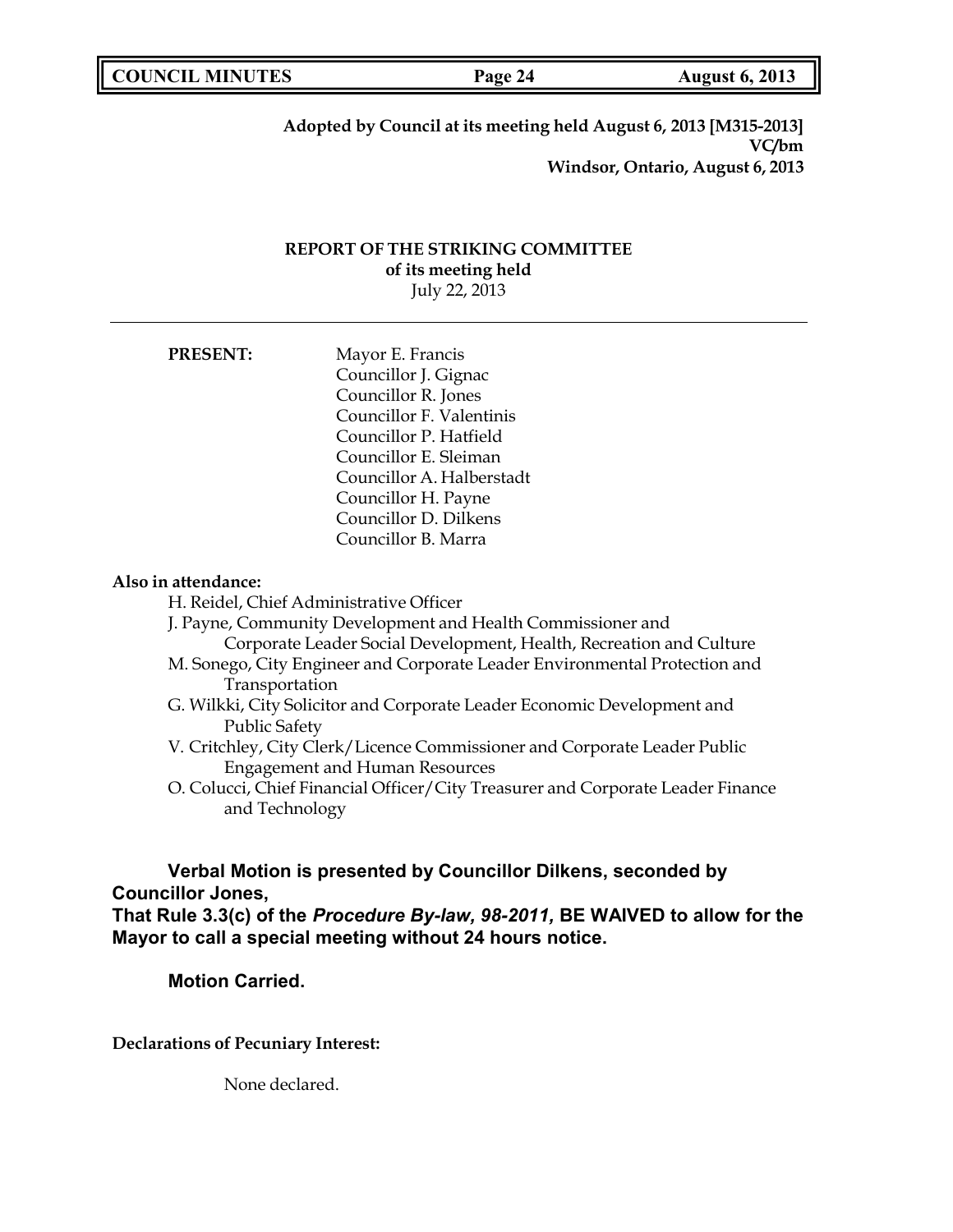**Adopted by Council at its meeting held August 6, 2013 [M315-2013]**
**VC/bm**
**Windsor, Ontario, August 6, 2013**

## REPORT OF THE STRIKING COMMITTEE
**of its meeting held**
July 22, 2013

---

**PRESENT:**

Mayor E. Francis
Councillor J. Gignac
Councillor R. Jones
Councillor F. Valentinis
Councillor P. Hatfield
Councillor E. Sleiman
Councillor A. Halberstadt
Councillor H. Payne
Councillor D. Dilkens
Councillor B. Marra

**Also in attendance:**

H. Reidel, Chief Administrative Officer
J. Payne, Community Development and Health Commissioner and Corporate Leader Social Development, Health, Recreation and Culture
M. Sonego, City Engineer and Corporate Leader Environmental Protection and Transportation
G. Wilkki, City Solicitor and Corporate Leader Economic Development and Public Safety
V. Critchley, City Clerk/Licence Commissioner and Corporate Leader Public Engagement and Human Resources
O. Colucci, Chief Financial Officer/City Treasurer and Corporate Leader Finance and Technology

**Verbal Motion is presented by Councillor Dilkens, seconded by Councillor Jones,**
**That Rule 3.3(c) of the *Procedure By-law, 98-2011*, BE WAIVED to allow for the Mayor to call a special meeting without 24 hours notice.**

**Motion Carried.**

**Declarations of Pecuniary Interest:**

None declared.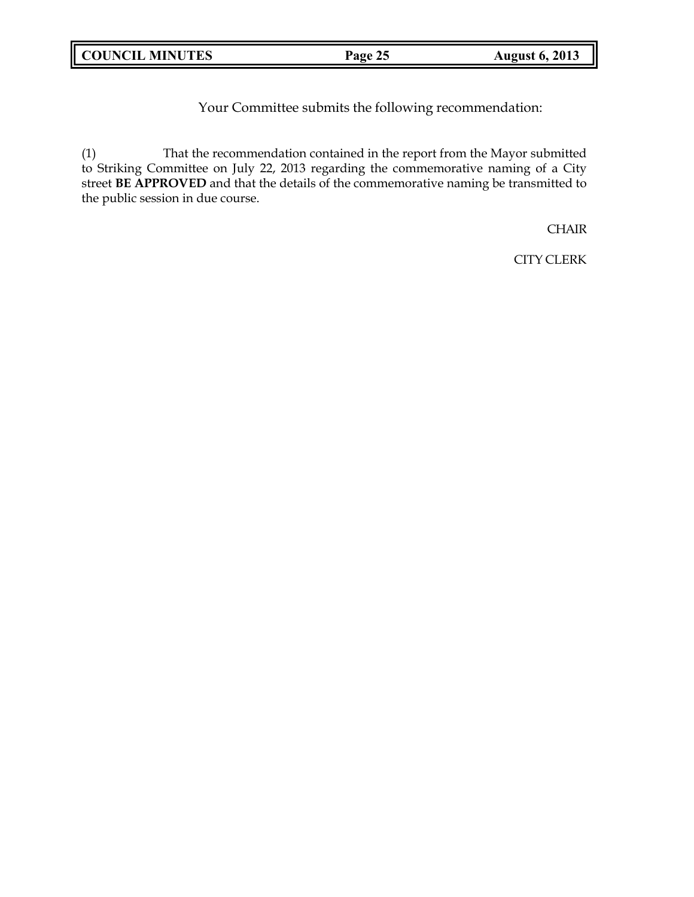Your Committee submits the following recommendation:

(1) That the recommendation contained in the report from the Mayor submitted to Striking Committee on July 22, 2013 regarding the commemorative naming of a City street **BE APPROVED** and that the details of the commemorative naming be transmitted to the public session in due course.

CHAIR

CITY CLERK